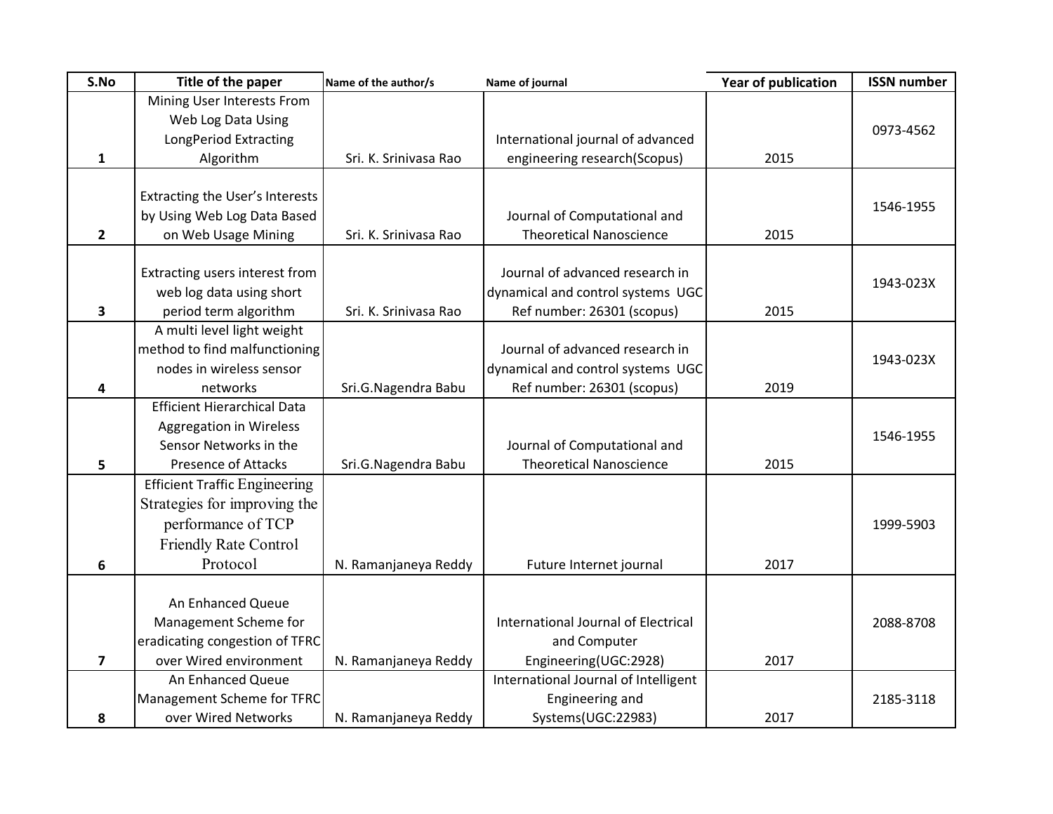| S.No | Title of the paper | Name of the author/s | Name of journal | Year of publication | ISSN number |
|---|---|---|---|---|---|
| 1 | Mining User Interests From Web Log Data Using LongPeriod Extracting Algorithm | Sri. K. Srinivasa Rao | International journal of advanced engineering research(Scopus) | 2015 | 0973-4562 |
| 2 | Extracting the User's Interests by Using Web Log Data Based on Web Usage Mining | Sri. K. Srinivasa Rao | Journal of Computational and Theoretical Nanoscience | 2015 | 1546-1955 |
| 3 | Extracting users interest from web log data using short period term algorithm | Sri. K. Srinivasa Rao | Journal of advanced research in dynamical and control systems UGC Ref number: 26301 (scopus) | 2015 | 1943-023X |
| 4 | A multi level light weight method to find malfunctioning nodes in wireless sensor networks | Sri.G.Nagendra Babu | Journal of advanced research in dynamical and control systems UGC Ref number: 26301 (scopus) | 2019 | 1943-023X |
| 5 | Efficient Hierarchical Data Aggregation in Wireless Sensor Networks in the Presence of Attacks | Sri.G.Nagendra Babu | Journal of Computational and Theoretical Nanoscience | 2015 | 1546-1955 |
| 6 | Efficient Traffic Engineering Strategies for improving the performance of TCP Friendly Rate Control Protocol | N. Ramanjaneya Reddy | Future Internet journal | 2017 | 1999-5903 |
| 7 | An Enhanced Queue Management Scheme for eradicating congestion of TFRC over Wired environment | N. Ramanjaneya Reddy | International Journal of Electrical and Computer Engineering(UGC:2928) | 2017 | 2088-8708 |
| 8 | An Enhanced Queue Management Scheme for TFRC over Wired Networks | N. Ramanjaneya Reddy | International Journal of Intelligent Engineering and Systems(UGC:22983) | 2017 | 2185-3118 |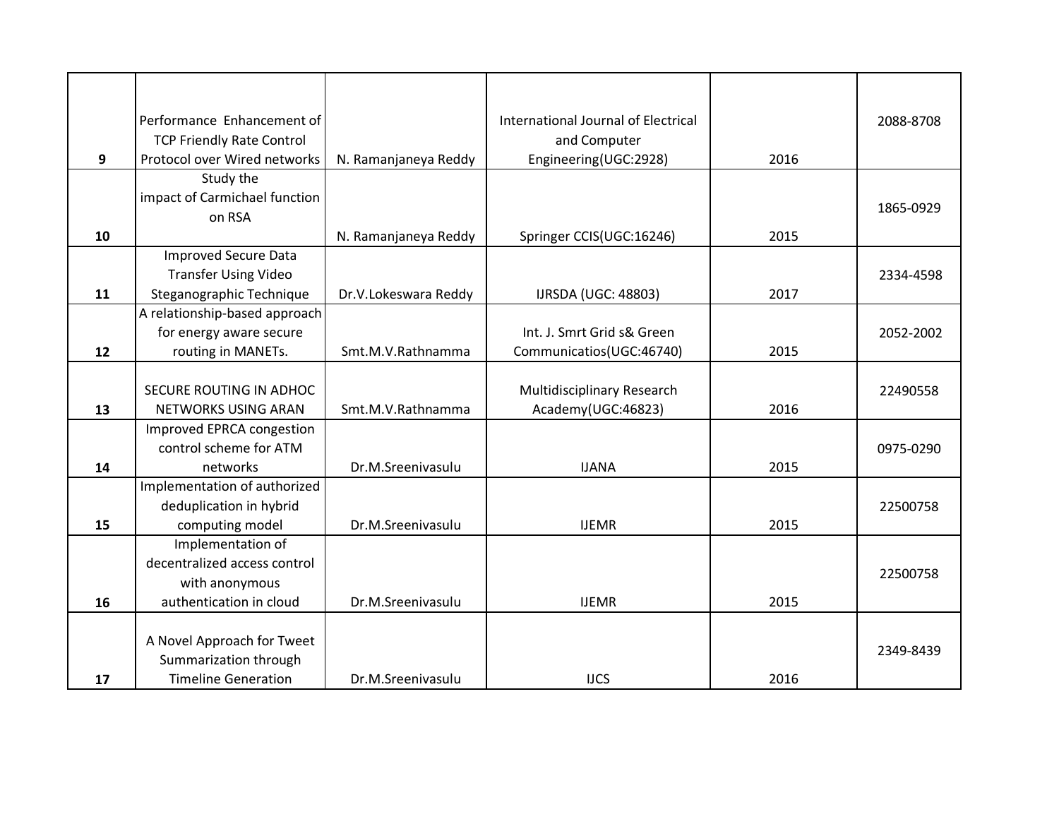| 9 | Performance Enhancement of TCP Friendly Rate Control Protocol over Wired networks | N. Ramanjaneya Reddy | International Journal of Electrical and Computer Engineering(UGC:2928) | 2016 | 2088-8708 |
|---|---|---|---|---|---|
| 10 | Study the impact of Carmichael function on RSA | N. Ramanjaneya Reddy | Springer CCIS(UGC:16246) | 2015 | 1865-0929 |
| 11 | Improved Secure Data Transfer Using Video Steganographic Technique | Dr.V.Lokeswara Reddy | IJRSDA (UGC: 48803) | 2017 | 2334-4598 |
| 12 | A relationship-based approach for energy aware secure routing in MANETs. | Smt.M.V.Rathnamma | Int. J. Smrt Grid s& Green Communicatios(UGC:46740) | 2015 | 2052-2002 |
| 13 | SECURE ROUTING IN ADHOC NETWORKS USING ARAN | Smt.M.V.Rathnamma | Multidisciplinary Research Academy(UGC:46823) | 2016 | 22490558 |
| 14 | Improved EPRCA congestion control scheme for ATM networks | Dr.M.Sreenivasulu | IJANA | 2015 | 0975-0290 |
| 15 | Implementation of authorized deduplication in hybrid computing model | Dr.M.Sreenivasulu | IJEMR | 2015 | 22500758 |
| 16 | Implementation of decentralized access control with anonymous authentication in cloud | Dr.M.Sreenivasulu | IJEMR | 2015 | 22500758 |
| 17 | A Novel Approach for Tweet Summarization through Timeline Generation | Dr.M.Sreenivasulu | IJCS | 2016 | 2349-8439 |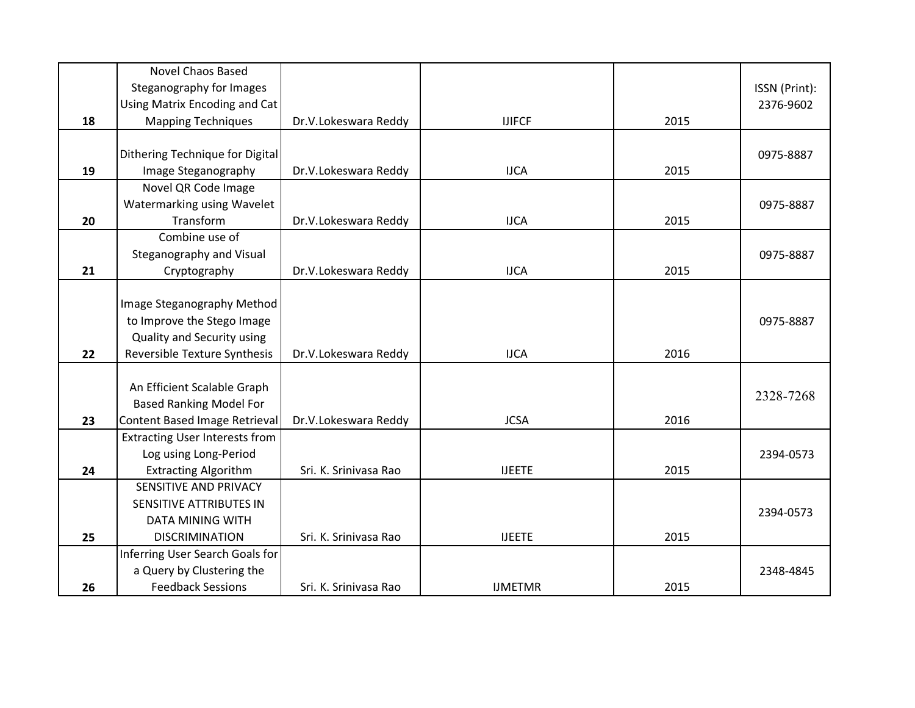| 18 | Novel Chaos Based Steganography for Images Using Matrix Encoding and Cat Mapping Techniques | Dr.V.Lokeswara Reddy | IJIFCF | 2015 | ISSN (Print): 2376-9602 |
|---|---|---|---|---|---|
| 19 | Dithering Technique for Digital Image Steganography | Dr.V.Lokeswara Reddy | IJCA | 2015 | 0975-8887 |
| 20 | Novel QR Code Image Watermarking using Wavelet Transform | Dr.V.Lokeswara Reddy | IJCA | 2015 | 0975-8887 |
| 21 | Combine use of Steganography and Visual Cryptography | Dr.V.Lokeswara Reddy | IJCA | 2015 | 0975-8887 |
| 22 | Image Steganography Method to Improve the Stego Image Quality and Security using Reversible Texture Synthesis | Dr.V.Lokeswara Reddy | IJCA | 2016 | 0975-8887 |
| 23 | An Efficient Scalable Graph Based Ranking Model For Content Based Image Retrieval | Dr.V.Lokeswara Reddy | JCSA | 2016 | 2328-7268 |
| 24 | Extracting User Interests from Log using Long-Period Extracting Algorithm | Sri. K. Srinivasa Rao | IJEETE | 2015 | 2394-0573 |
| 25 | SENSITIVE AND PRIVACY SENSITIVE ATTRIBUTES IN DATA MINING WITH DISCRIMINATION | Sri. K. Srinivasa Rao | IJEETE | 2015 | 2394-0573 |
| 26 | Inferring User Search Goals for a Query by Clustering the Feedback Sessions | Sri. K. Srinivasa Rao | IJMETMR | 2015 | 2348-4845 |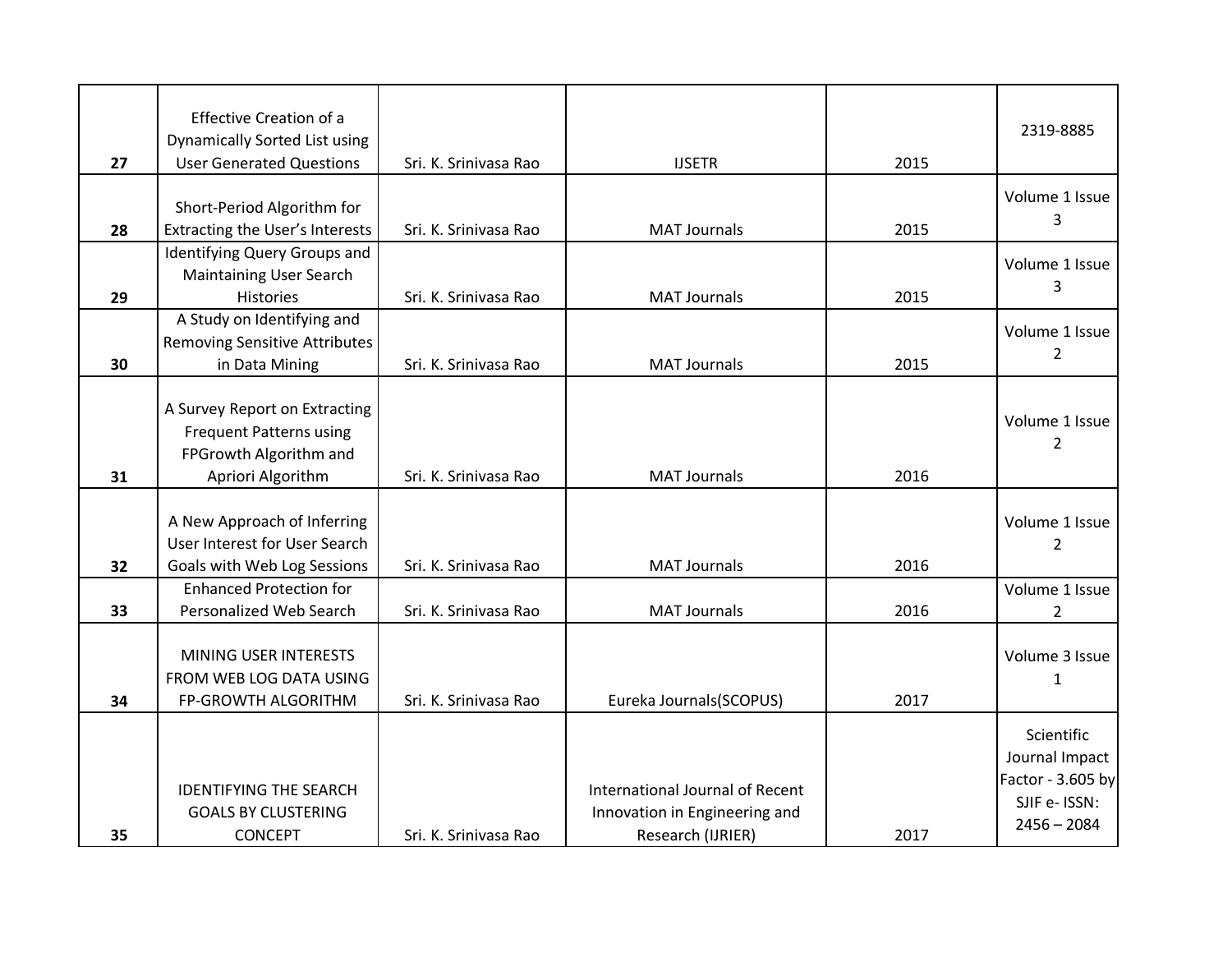| | | | | | |
|---|---|---|---|---|---|
| 27 | Effective Creation of a Dynamically Sorted List using User Generated Questions | Sri. K. Srinivasa Rao | IJSETR | 2015 | 2319-8885 |
| 28 | Short-Period Algorithm for Extracting the User's Interests | Sri. K. Srinivasa Rao | MAT Journals | 2015 | Volume 1 Issue 3 |
| 29 | Identifying Query Groups and Maintaining User Search Histories | Sri. K. Srinivasa Rao | MAT Journals | 2015 | Volume 1 Issue 3 |
| 30 | A Study on Identifying and Removing Sensitive Attributes in Data Mining | Sri. K. Srinivasa Rao | MAT Journals | 2015 | Volume 1 Issue 2 |
| 31 | A Survey Report on Extracting Frequent Patterns using FPGrowth Algorithm and Apriori Algorithm | Sri. K. Srinivasa Rao | MAT Journals | 2016 | Volume 1 Issue 2 |
| 32 | A New Approach of Inferring User Interest for User Search Goals with Web Log Sessions | Sri. K. Srinivasa Rao | MAT Journals | 2016 | Volume 1 Issue 2 |
| 33 | Enhanced Protection for Personalized Web Search | Sri. K. Srinivasa Rao | MAT Journals | 2016 | Volume 1 Issue 2 |
| 34 | MINING USER INTERESTS FROM WEB LOG DATA USING FP-GROWTH ALGORITHM | Sri. K. Srinivasa Rao | Eureka Journals(SCOPUS) | 2017 | Volume 3 Issue 1 |
| 35 | IDENTIFYING THE SEARCH GOALS BY CLUSTERING CONCEPT | Sri. K. Srinivasa Rao | International Journal of Recent Innovation in Engineering and Research (IJRIER) | 2017 | Scientific Journal Impact Factor - 3.605 by SJIF e- ISSN: 2456 – 2084 |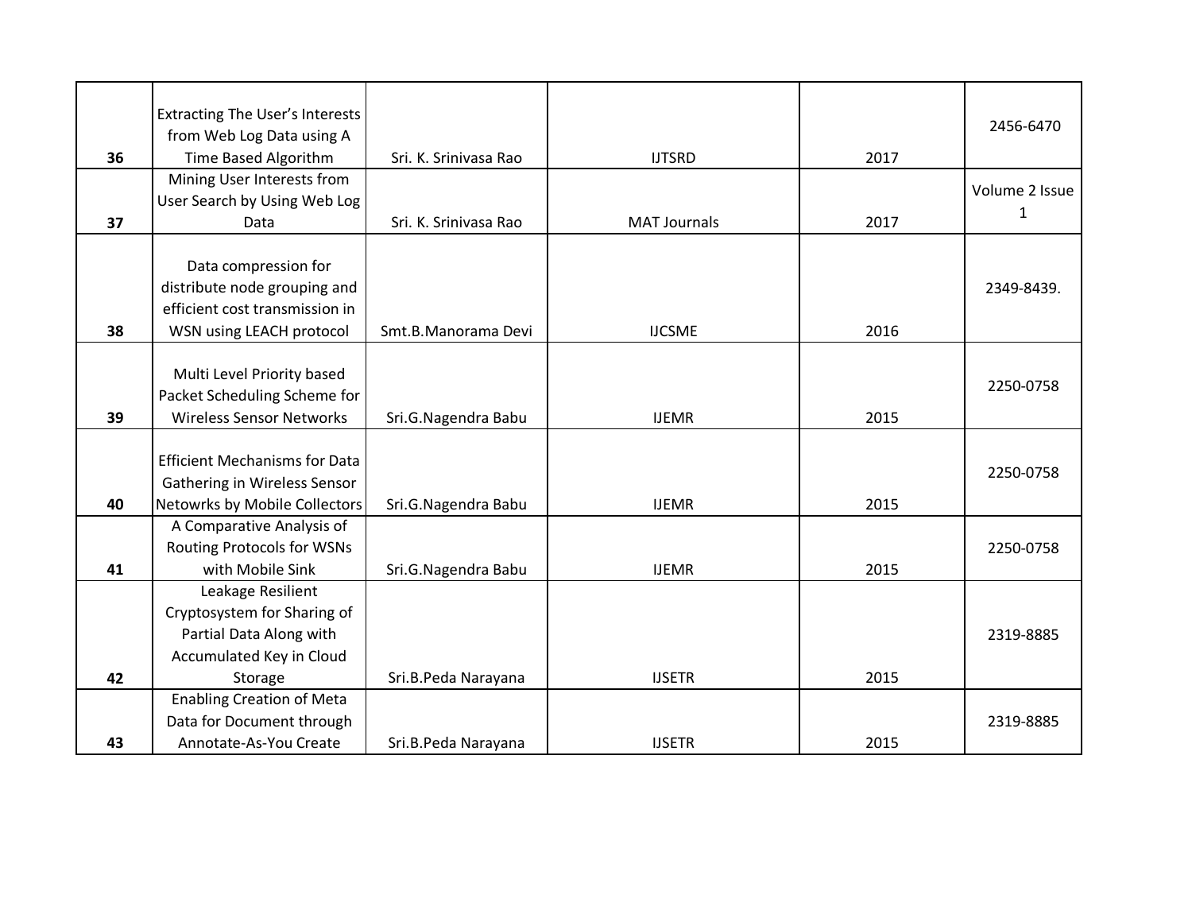| 36 | Extracting The User's Interests from Web Log Data using A Time Based Algorithm | Sri. K. Srinivasa Rao | IJTSRD | 2017 | 2456-6470 |
|---|---|---|---|---|---|
| 37 | Mining User Interests from User Search by Using Web Log Data | Sri. K. Srinivasa Rao | MAT Journals | 2017 | Volume 2 Issue 1 |
| 38 | Data compression for distribute node grouping and efficient cost transmission in WSN using LEACH protocol | Smt.B.Manorama Devi | IJCSME | 2016 | 2349-8439. |
| 39 | Multi Level Priority based Packet Scheduling Scheme for Wireless Sensor Networks | Sri.G.Nagendra Babu | IJEMR | 2015 | 2250-0758 |
| 40 | Efficient Mechanisms for Data Gathering in Wireless Sensor Netowrks by Mobile Collectors | Sri.G.Nagendra Babu | IJEMR | 2015 | 2250-0758 |
| 41 | A Comparative Analysis of Routing Protocols for WSNs with Mobile Sink | Sri.G.Nagendra Babu | IJEMR | 2015 | 2250-0758 |
| 42 | Leakage Resilient Cryptosystem for Sharing of Partial Data Along with Accumulated Key in Cloud Storage | Sri.B.Peda Narayana | IJSETR | 2015 | 2319-8885 |
| 43 | Enabling Creation of Meta Data for Document through Annotate-As-You Create | Sri.B.Peda Narayana | IJSETR | 2015 | 2319-8885 |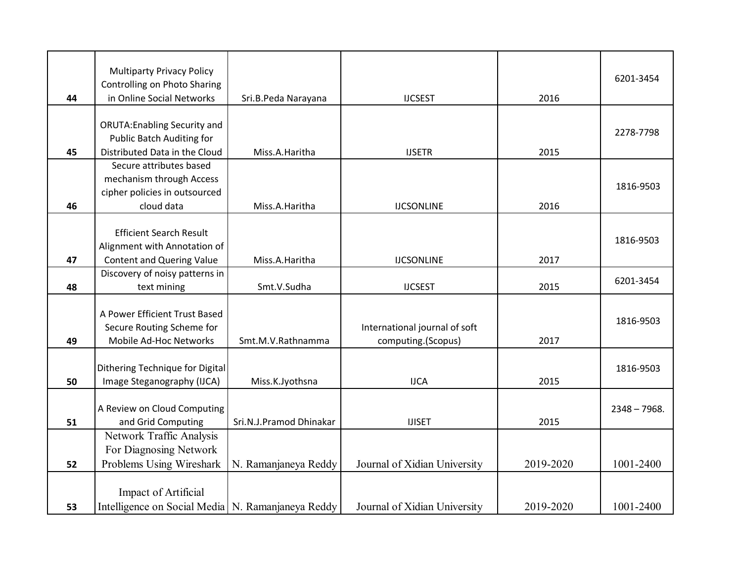| 44 | Multiparty Privacy Policy Controlling on Photo Sharing in Online Social Networks | Sri.B.Peda Narayana | IJCSEST | 2016 | 6201-3454 |
|---|---|---|---|---|---|
| 45 | ORUTA:Enabling Security and Public Batch Auditing for Distributed Data in the Cloud | Miss.A.Haritha | IJSETR | 2015 | 2278-7798 |
| 46 | Secure attributes based mechanism through Access cipher policies in outsourced cloud data | Miss.A.Haritha | IJCSONLINE | 2016 | 1816-9503 |
| 47 | Efficient Search Result Alignment with Annotation of Content and Quering Value | Miss.A.Haritha | IJCSONLINE | 2017 | 1816-9503 |
| 48 | Discovery of noisy patterns in text mining | Smt.V.Sudha | IJCSEST | 2015 | 6201-3454 |
| 49 | A Power Efficient Trust Based Secure Routing Scheme for Mobile Ad-Hoc Networks | Smt.M.V.Rathnamma | International journal of soft computing.(Scopus) | 2017 | 1816-9503 |
| 50 | Dithering Technique for Digital Image Steganography (IJCA) | Miss.K.Jyothsna | IJCA | 2015 | 1816-9503 |
| 51 | A Review on Cloud Computing and Grid Computing | Sri.N.J.Pramod Dhinakar | IJISET | 2015 | 2348 – 7968. |
| 52 | Network Traffic Analysis For Diagnosing Network Problems Using Wireshark | N. Ramanjaneya Reddy | Journal of Xidian University | 2019-2020 | 1001-2400 |
| 53 | Impact of Artificial Intelligence on Social Media | N. Ramanjaneya Reddy | Journal of Xidian University | 2019-2020 | 1001-2400 |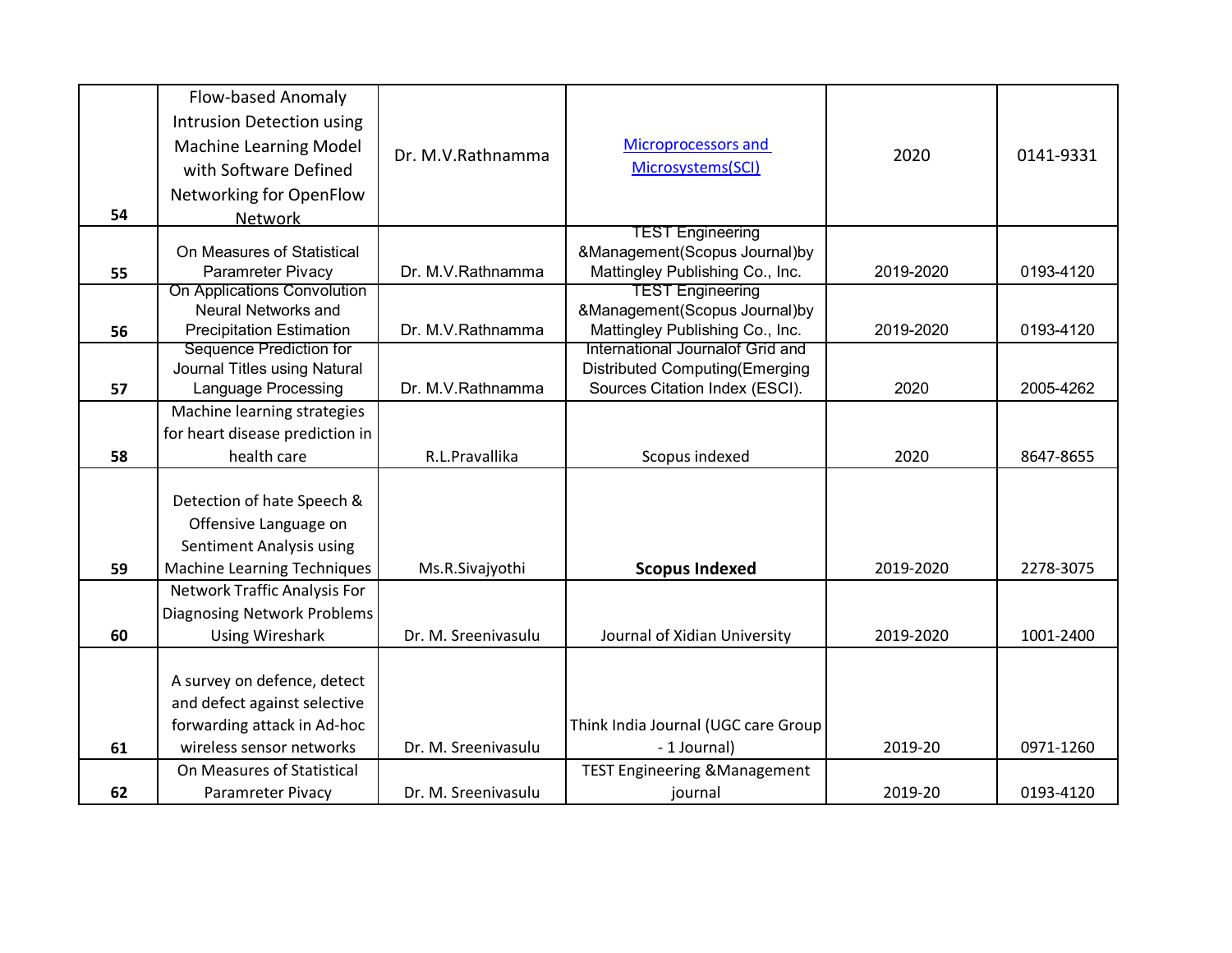| 54 | Flow-based Anomaly Intrusion Detection using Machine Learning Model with Software Defined Networking for OpenFlow Network | Dr. M.V.Rathnamma | Microprocessors and Microsystems(SCI) | 2020 | 0141-9331 |
|---|---|---|---|---|---|
| 55 | On Measures of Statistical Paramreter Pivacy | Dr. M.V.Rathnamma | TEST Engineering &Management(Scopus Journal)by Mattingley Publishing Co., Inc. | 2019-2020 | 0193-4120 |
| 56 | On Applications Convolution Neural Networks and Precipitation Estimation | Dr. M.V.Rathnamma | TEST Engineering &Management(Scopus Journal)by Mattingley Publishing Co., Inc. | 2019-2020 | 0193-4120 |
| 57 | Sequence Prediction for Journal Titles using Natural Language Processing | Dr. M.V.Rathnamma | International Journalof Grid and Distributed Computing(Emerging Sources Citation Index (ESCI). | 2020 | 2005-4262 |
| 58 | Machine learning strategies for heart disease prediction in health care | R.L.Pravallika | Scopus indexed | 2020 | 8647-8655 |
| 59 | Detection of hate Speech & Offensive Language on Sentiment Analysis using Machine Learning Techniques | Ms.R.Sivajyothi | **Scopus Indexed** | 2019-2020 | 2278-3075 |
| 60 | Network Traffic Analysis For Diagnosing Network Problems Using Wireshark | Dr. M. Sreenivasulu | Journal of Xidian University | 2019-2020 | 1001-2400 |
| 61 | A survey on defence, detect and defect against selective forwarding attack in Ad-hoc wireless sensor networks | Dr. M. Sreenivasulu | Think India Journal (UGC care Group - 1 Journal) | 2019-20 | 0971-1260 |
| 62 | On Measures of Statistical Paramreter Pivacy | Dr. M. Sreenivasulu | TEST Engineering &Management journal | 2019-20 | 0193-4120 |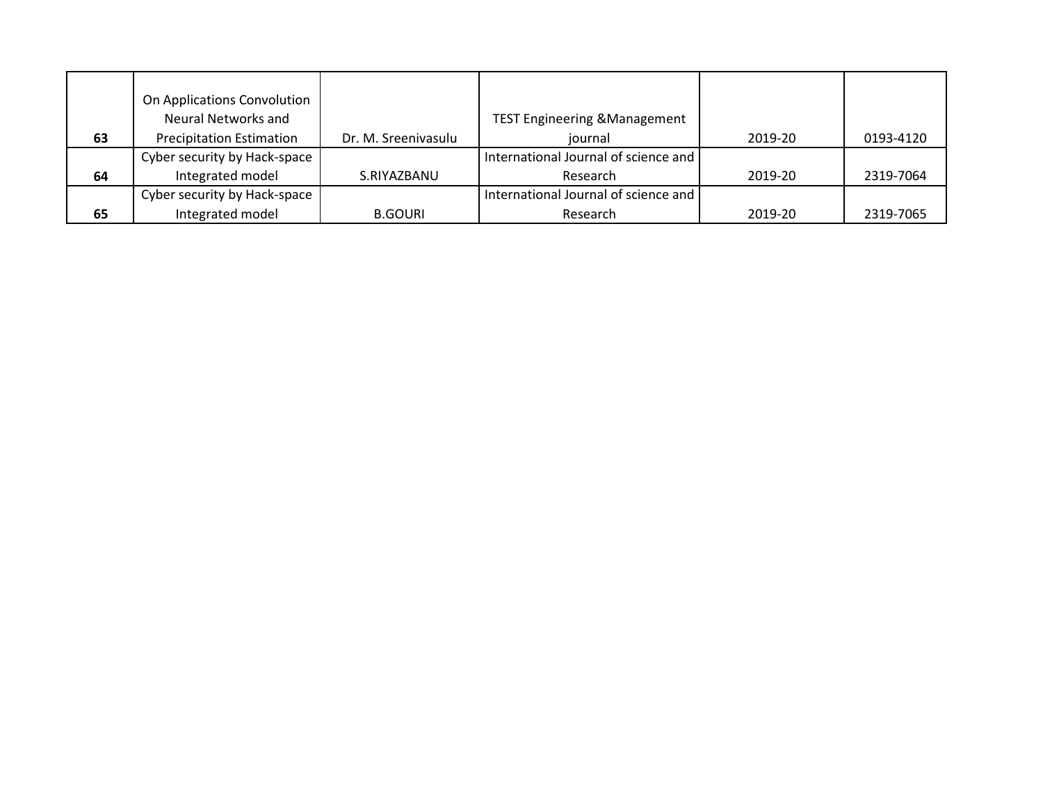| | | | | | |
|---|---|---|---|---|---|
| **63** | On Applications Convolution Neural Networks and Precipitation Estimation | Dr. M. Sreenivasulu | TEST Engineering &Management journal | 2019-20 | 0193-4120 |
| **64** | Cyber security by Hack-space Integrated model | S.RIYAZBANU | International Journal of science and Research | 2019-20 | 2319-7064 |
| **65** | Cyber security by Hack-space Integrated model | B.GOURI | International Journal of science and Research | 2019-20 | 2319-7065 |